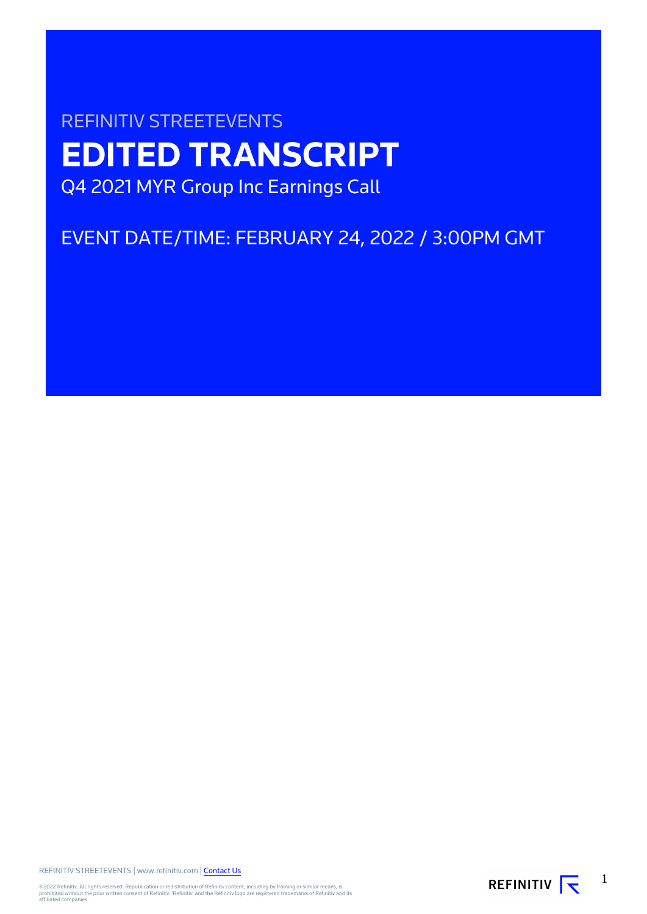REFINITIV STREETEVENTS

# EDITED TRANSCRIPT

Q4 2021 MYR Group Inc Earnings Call

EVENT DATE/TIME: FEBRUARY 24, 2022 / 3:00PM GMT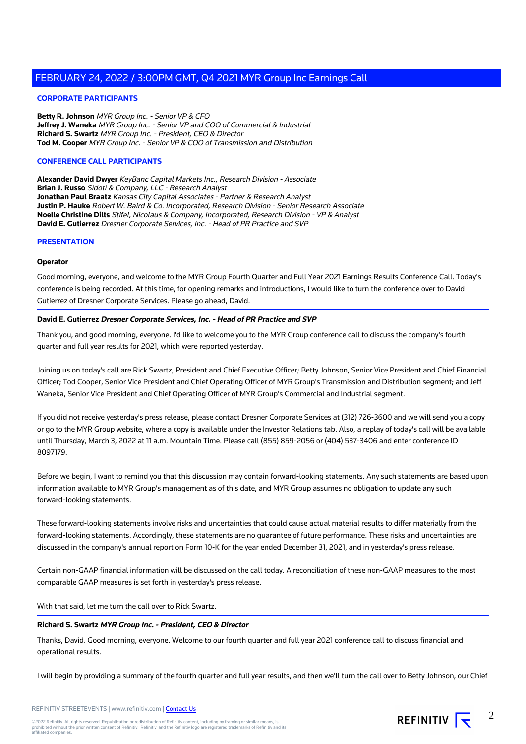## CORPORATE PARTICIPANTS

**Betty R. Johnson** *MYR Group Inc. - Senior VP & CFO*
**Jeffrey J. Waneka** *MYR Group Inc. - Senior VP and COO of Commercial & Industrial*
**Richard S. Swartz** *MYR Group Inc. - President, CEO & Director*
**Tod M. Cooper** *MYR Group Inc. - Senior VP & COO of Transmission and Distribution*

## CONFERENCE CALL PARTICIPANTS

**Alexander David Dwyer** *KeyBanc Capital Markets Inc., Research Division - Associate*
**Brian J. Russo** *Sidoti & Company, LLC - Research Analyst*
**Jonathan Paul Braatz** *Kansas City Capital Associates - Partner & Research Analyst*
**Justin P. Hauke** *Robert W. Baird & Co. Incorporated, Research Division - Senior Research Associate*
**Noelle Christine Dilts** *Stifel, Nicolaus & Company, Incorporated, Research Division - VP & Analyst*
**David E. Gutierrez** *Dresner Corporate Services, Inc. - Head of PR Practice and SVP*

## PRESENTATION

**Operator**

Good morning, everyone, and welcome to the MYR Group Fourth Quarter and Full Year 2021 Earnings Results Conference Call. Today's conference is being recorded. At this time, for opening remarks and introductions, I would like to turn the conference over to David Gutierrez of Dresner Corporate Services. Please go ahead, David.

---

**David E. Gutierrez** ***Dresner Corporate Services, Inc. - Head of PR Practice and SVP***

Thank you, and good morning, everyone. I'd like to welcome you to the MYR Group conference call to discuss the company's fourth quarter and full year results for 2021, which were reported yesterday.

Joining us on today's call are Rick Swartz, President and Chief Executive Officer; Betty Johnson, Senior Vice President and Chief Financial Officer; Tod Cooper, Senior Vice President and Chief Operating Officer of MYR Group's Transmission and Distribution segment; and Jeff Waneka, Senior Vice President and Chief Operating Officer of MYR Group's Commercial and Industrial segment.

If you did not receive yesterday's press release, please contact Dresner Corporate Services at (312) 726-3600 and we will send you a copy or go to the MYR Group website, where a copy is available under the Investor Relations tab. Also, a replay of today's call will be available until Thursday, March 3, 2022 at 11 a.m. Mountain Time. Please call (855) 859-2056 or (404) 537-3406 and enter conference ID 8097179.

Before we begin, I want to remind you that this discussion may contain forward-looking statements. Any such statements are based upon information available to MYR Group's management as of this date, and MYR Group assumes no obligation to update any such forward-looking statements.

These forward-looking statements involve risks and uncertainties that could cause actual material results to differ materially from the forward-looking statements. Accordingly, these statements are no guarantee of future performance. These risks and uncertainties are discussed in the company's annual report on Form 10-K for the year ended December 31, 2021, and in yesterday's press release.

Certain non-GAAP financial information will be discussed on the call today. A reconciliation of these non-GAAP measures to the most comparable GAAP measures is set forth in yesterday's press release.

With that said, let me turn the call over to Rick Swartz.

---

**Richard S. Swartz** ***MYR Group Inc. - President, CEO & Director***

Thanks, David. Good morning, everyone. Welcome to our fourth quarter and full year 2021 conference call to discuss financial and operational results.

I will begin by providing a summary of the fourth quarter and full year results, and then we'll turn the call over to Betty Johnson, our Chief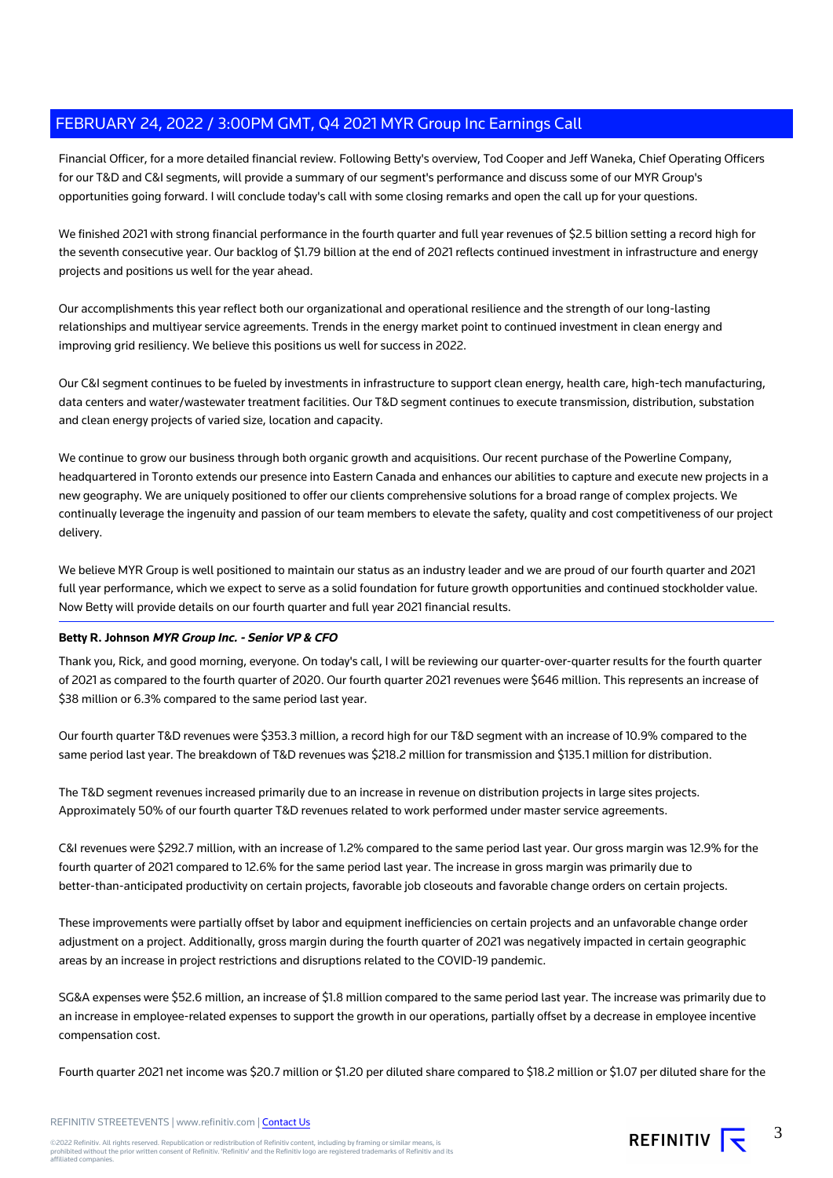Financial Officer, for a more detailed financial review. Following Betty's overview, Tod Cooper and Jeff Waneka, Chief Operating Officers for our T&D and C&I segments, will provide a summary of our segment's performance and discuss some of our MYR Group's opportunities going forward. I will conclude today's call with some closing remarks and open the call up for your questions.

We finished 2021 with strong financial performance in the fourth quarter and full year revenues of $2.5 billion setting a record high for the seventh consecutive year. Our backlog of $1.79 billion at the end of 2021 reflects continued investment in infrastructure and energy projects and positions us well for the year ahead.

Our accomplishments this year reflect both our organizational and operational resilience and the strength of our long-lasting relationships and multiyear service agreements. Trends in the energy market point to continued investment in clean energy and improving grid resiliency. We believe this positions us well for success in 2022.

Our C&I segment continues to be fueled by investments in infrastructure to support clean energy, health care, high-tech manufacturing, data centers and water/wastewater treatment facilities. Our T&D segment continues to execute transmission, distribution, substation and clean energy projects of varied size, location and capacity.

We continue to grow our business through both organic growth and acquisitions. Our recent purchase of the Powerline Company, headquartered in Toronto extends our presence into Eastern Canada and enhances our abilities to capture and execute new projects in a new geography. We are uniquely positioned to offer our clients comprehensive solutions for a broad range of complex projects. We continually leverage the ingenuity and passion of our team members to elevate the safety, quality and cost competitiveness of our project delivery.

We believe MYR Group is well positioned to maintain our status as an industry leader and we are proud of our fourth quarter and 2021 full year performance, which we expect to serve as a solid foundation for future growth opportunities and continued stockholder value. Now Betty will provide details on our fourth quarter and full year 2021 financial results.

---

**Betty R. Johnson** ***MYR Group Inc. - Senior VP & CFO***

Thank you, Rick, and good morning, everyone. On today's call, I will be reviewing our quarter-over-quarter results for the fourth quarter of 2021 as compared to the fourth quarter of 2020. Our fourth quarter 2021 revenues were $646 million. This represents an increase of $38 million or 6.3% compared to the same period last year.

Our fourth quarter T&D revenues were $353.3 million, a record high for our T&D segment with an increase of 10.9% compared to the same period last year. The breakdown of T&D revenues was $218.2 million for transmission and $135.1 million for distribution.

The T&D segment revenues increased primarily due to an increase in revenue on distribution projects in large sites projects. Approximately 50% of our fourth quarter T&D revenues related to work performed under master service agreements.

C&I revenues were $292.7 million, with an increase of 1.2% compared to the same period last year. Our gross margin was 12.9% for the fourth quarter of 2021 compared to 12.6% for the same period last year. The increase in gross margin was primarily due to better-than-anticipated productivity on certain projects, favorable job closeouts and favorable change orders on certain projects.

These improvements were partially offset by labor and equipment inefficiencies on certain projects and an unfavorable change order adjustment on a project. Additionally, gross margin during the fourth quarter of 2021 was negatively impacted in certain geographic areas by an increase in project restrictions and disruptions related to the COVID-19 pandemic.

SG&A expenses were $52.6 million, an increase of $1.8 million compared to the same period last year. The increase was primarily due to an increase in employee-related expenses to support the growth in our operations, partially offset by a decrease in employee incentive compensation cost.

Fourth quarter 2021 net income was $20.7 million or $1.20 per diluted share compared to $18.2 million or $1.07 per diluted share for the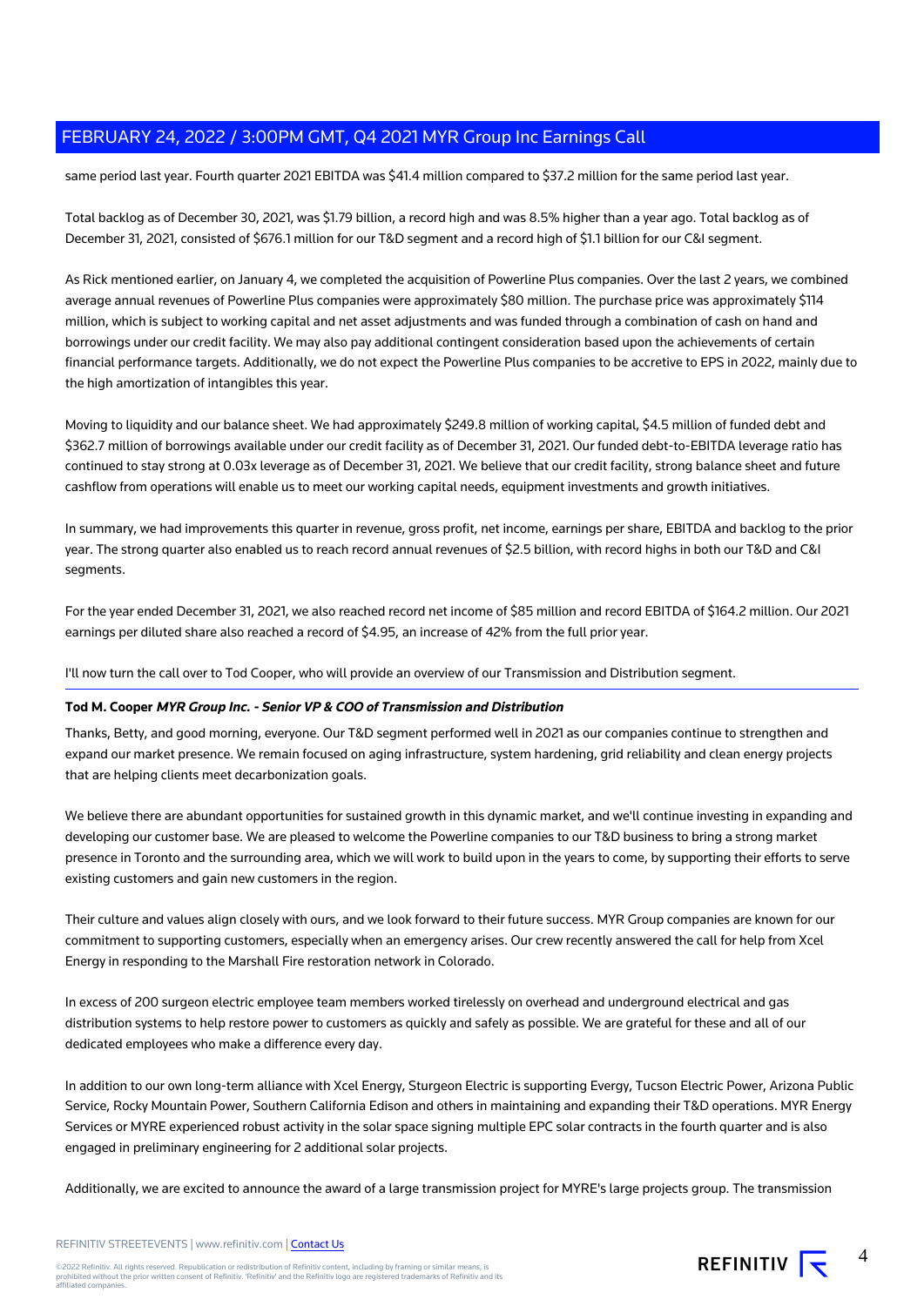same period last year. Fourth quarter 2021 EBITDA was $41.4 million compared to $37.2 million for the same period last year.

Total backlog as of December 30, 2021, was $1.79 billion, a record high and was 8.5% higher than a year ago. Total backlog as of December 31, 2021, consisted of $676.1 million for our T&D segment and a record high of $1.1 billion for our C&I segment.

As Rick mentioned earlier, on January 4, we completed the acquisition of Powerline Plus companies. Over the last 2 years, we combined average annual revenues of Powerline Plus companies were approximately $80 million. The purchase price was approximately $114 million, which is subject to working capital and net asset adjustments and was funded through a combination of cash on hand and borrowings under our credit facility. We may also pay additional contingent consideration based upon the achievements of certain financial performance targets. Additionally, we do not expect the Powerline Plus companies to be accretive to EPS in 2022, mainly due to the high amortization of intangibles this year.

Moving to liquidity and our balance sheet. We had approximately $249.8 million of working capital, $4.5 million of funded debt and $362.7 million of borrowings available under our credit facility as of December 31, 2021. Our funded debt-to-EBITDA leverage ratio has continued to stay strong at 0.03x leverage as of December 31, 2021. We believe that our credit facility, strong balance sheet and future cashflow from operations will enable us to meet our working capital needs, equipment investments and growth initiatives.

In summary, we had improvements this quarter in revenue, gross profit, net income, earnings per share, EBITDA and backlog to the prior year. The strong quarter also enabled us to reach record annual revenues of $2.5 billion, with record highs in both our T&D and C&I segments.

For the year ended December 31, 2021, we also reached record net income of $85 million and record EBITDA of $164.2 million. Our 2021 earnings per diluted share also reached a record of $4.95, an increase of 42% from the full prior year.

I'll now turn the call over to Tod Cooper, who will provide an overview of our Transmission and Distribution segment.

---

**Tod M. Cooper** ***MYR Group Inc. - Senior VP & COO of Transmission and Distribution***

Thanks, Betty, and good morning, everyone. Our T&D segment performed well in 2021 as our companies continue to strengthen and expand our market presence. We remain focused on aging infrastructure, system hardening, grid reliability and clean energy projects that are helping clients meet decarbonization goals.

We believe there are abundant opportunities for sustained growth in this dynamic market, and we'll continue investing in expanding and developing our customer base. We are pleased to welcome the Powerline companies to our T&D business to bring a strong market presence in Toronto and the surrounding area, which we will work to build upon in the years to come, by supporting their efforts to serve existing customers and gain new customers in the region.

Their culture and values align closely with ours, and we look forward to their future success. MYR Group companies are known for our commitment to supporting customers, especially when an emergency arises. Our crew recently answered the call for help from Xcel Energy in responding to the Marshall Fire restoration network in Colorado.

In excess of 200 surgeon electric employee team members worked tirelessly on overhead and underground electrical and gas distribution systems to help restore power to customers as quickly and safely as possible. We are grateful for these and all of our dedicated employees who make a difference every day.

In addition to our own long-term alliance with Xcel Energy, Sturgeon Electric is supporting Evergy, Tucson Electric Power, Arizona Public Service, Rocky Mountain Power, Southern California Edison and others in maintaining and expanding their T&D operations. MYR Energy Services or MYRE experienced robust activity in the solar space signing multiple EPC solar contracts in the fourth quarter and is also engaged in preliminary engineering for 2 additional solar projects.

Additionally, we are excited to announce the award of a large transmission project for MYRE's large projects group. The transmission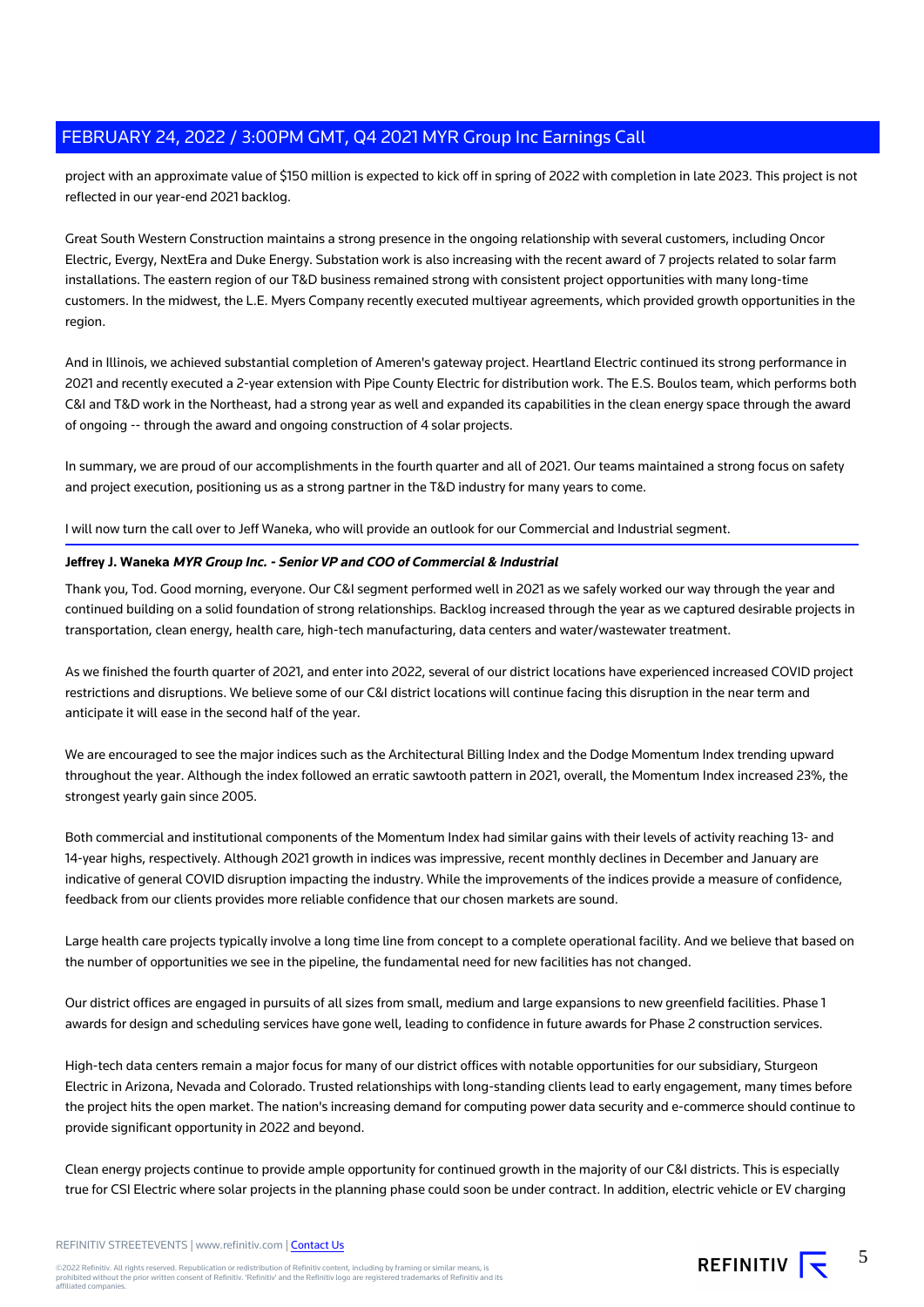project with an approximate value of $150 million is expected to kick off in spring of 2022 with completion in late 2023. This project is not reflected in our year-end 2021 backlog.

Great South Western Construction maintains a strong presence in the ongoing relationship with several customers, including Oncor Electric, Evergy, NextEra and Duke Energy. Substation work is also increasing with the recent award of 7 projects related to solar farm installations. The eastern region of our T&D business remained strong with consistent project opportunities with many long-time customers. In the midwest, the L.E. Myers Company recently executed multiyear agreements, which provided growth opportunities in the region.

And in Illinois, we achieved substantial completion of Ameren's gateway project. Heartland Electric continued its strong performance in 2021 and recently executed a 2-year extension with Pipe County Electric for distribution work. The E.S. Boulos team, which performs both C&I and T&D work in the Northeast, had a strong year as well and expanded its capabilities in the clean energy space through the award of ongoing -- through the award and ongoing construction of 4 solar projects.

In summary, we are proud of our accomplishments in the fourth quarter and all of 2021. Our teams maintained a strong focus on safety and project execution, positioning us as a strong partner in the T&D industry for many years to come.

I will now turn the call over to Jeff Waneka, who will provide an outlook for our Commercial and Industrial segment.

**Jeffrey J. Waneka** ***MYR Group Inc. - Senior VP and COO of Commercial & Industrial***

Thank you, Tod. Good morning, everyone. Our C&I segment performed well in 2021 as we safely worked our way through the year and continued building on a solid foundation of strong relationships. Backlog increased through the year as we captured desirable projects in transportation, clean energy, health care, high-tech manufacturing, data centers and water/wastewater treatment.

As we finished the fourth quarter of 2021, and enter into 2022, several of our district locations have experienced increased COVID project restrictions and disruptions. We believe some of our C&I district locations will continue facing this disruption in the near term and anticipate it will ease in the second half of the year.

We are encouraged to see the major indices such as the Architectural Billing Index and the Dodge Momentum Index trending upward throughout the year. Although the index followed an erratic sawtooth pattern in 2021, overall, the Momentum Index increased 23%, the strongest yearly gain since 2005.

Both commercial and institutional components of the Momentum Index had similar gains with their levels of activity reaching 13- and 14-year highs, respectively. Although 2021 growth in indices was impressive, recent monthly declines in December and January are indicative of general COVID disruption impacting the industry. While the improvements of the indices provide a measure of confidence, feedback from our clients provides more reliable confidence that our chosen markets are sound.

Large health care projects typically involve a long time line from concept to a complete operational facility. And we believe that based on the number of opportunities we see in the pipeline, the fundamental need for new facilities has not changed.

Our district offices are engaged in pursuits of all sizes from small, medium and large expansions to new greenfield facilities. Phase 1 awards for design and scheduling services have gone well, leading to confidence in future awards for Phase 2 construction services.

High-tech data centers remain a major focus for many of our district offices with notable opportunities for our subsidiary, Sturgeon Electric in Arizona, Nevada and Colorado. Trusted relationships with long-standing clients lead to early engagement, many times before the project hits the open market. The nation's increasing demand for computing power data security and e-commerce should continue to provide significant opportunity in 2022 and beyond.

Clean energy projects continue to provide ample opportunity for continued growth in the majority of our C&I districts. This is especially true for CSI Electric where solar projects in the planning phase could soon be under contract. In addition, electric vehicle or EV charging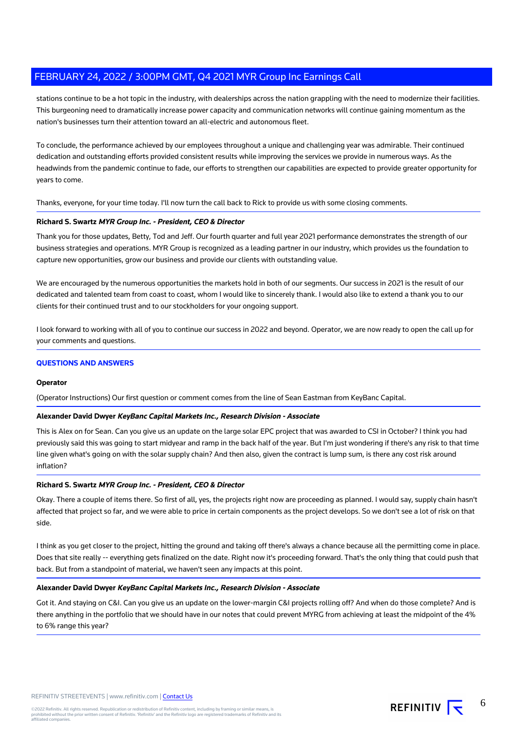stations continue to be a hot topic in the industry, with dealerships across the nation grappling with the need to modernize their facilities. This burgeoning need to dramatically increase power capacity and communication networks will continue gaining momentum as the nation's businesses turn their attention toward an all-electric and autonomous fleet.

To conclude, the performance achieved by our employees throughout a unique and challenging year was admirable. Their continued dedication and outstanding efforts provided consistent results while improving the services we provide in numerous ways. As the headwinds from the pandemic continue to fade, our efforts to strengthen our capabilities are expected to provide greater opportunity for years to come.

Thanks, everyone, for your time today. I'll now turn the call back to Rick to provide us with some closing comments.

**Richard S. Swartz** ***MYR Group Inc. - President, CEO & Director***

Thank you for those updates, Betty, Tod and Jeff. Our fourth quarter and full year 2021 performance demonstrates the strength of our business strategies and operations. MYR Group is recognized as a leading partner in our industry, which provides us the foundation to capture new opportunities, grow our business and provide our clients with outstanding value.

We are encouraged by the numerous opportunities the markets hold in both of our segments. Our success in 2021 is the result of our dedicated and talented team from coast to coast, whom I would like to sincerely thank. I would also like to extend a thank you to our clients for their continued trust and to our stockholders for your ongoing support.

I look forward to working with all of you to continue our success in 2022 and beyond. Operator, we are now ready to open the call up for your comments and questions.

## QUESTIONS AND ANSWERS

**Operator**

(Operator Instructions) Our first question or comment comes from the line of Sean Eastman from KeyBanc Capital.

**Alexander David Dwyer** ***KeyBanc Capital Markets Inc., Research Division - Associate***

This is Alex on for Sean. Can you give us an update on the large solar EPC project that was awarded to CSI in October? I think you had previously said this was going to start midyear and ramp in the back half of the year. But I'm just wondering if there's any risk to that time line given what's going on with the solar supply chain? And then also, given the contract is lump sum, is there any cost risk around inflation?

**Richard S. Swartz** ***MYR Group Inc. - President, CEO & Director***

Okay. There a couple of items there. So first of all, yes, the projects right now are proceeding as planned. I would say, supply chain hasn't affected that project so far, and we were able to price in certain components as the project develops. So we don't see a lot of risk on that side.

I think as you get closer to the project, hitting the ground and taking off there's always a chance because all the permitting come in place. Does that site really -- everything gets finalized on the date. Right now it's proceeding forward. That's the only thing that could push that back. But from a standpoint of material, we haven't seen any impacts at this point.

**Alexander David Dwyer** ***KeyBanc Capital Markets Inc., Research Division - Associate***

Got it. And staying on C&I. Can you give us an update on the lower-margin C&I projects rolling off? And when do those complete? And is there anything in the portfolio that we should have in our notes that could prevent MYRG from achieving at least the midpoint of the 4% to 6% range this year?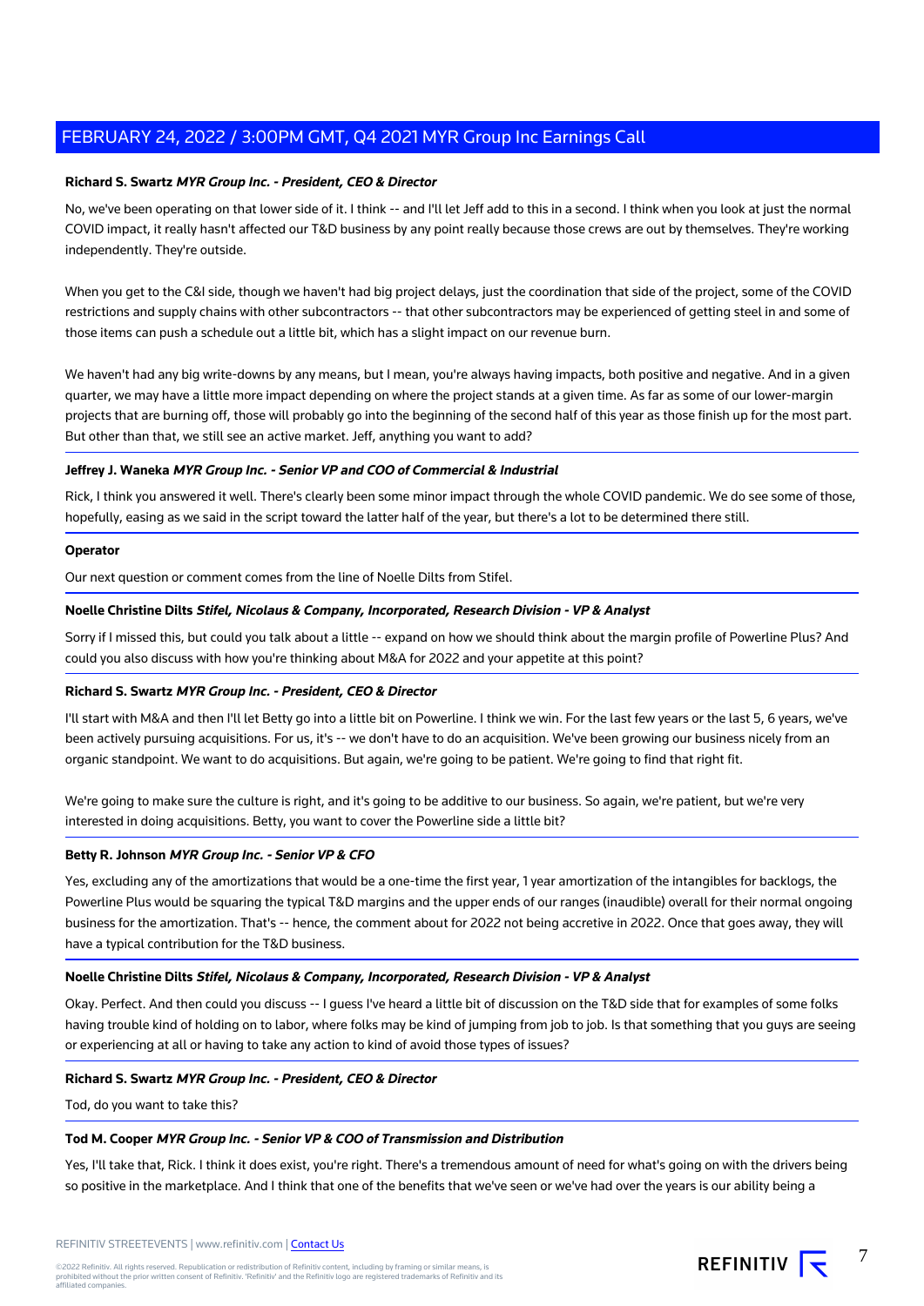**Richard S. Swartz** ***MYR Group Inc. - President, CEO & Director***

No, we've been operating on that lower side of it. I think -- and I'll let Jeff add to this in a second. I think when you look at just the normal COVID impact, it really hasn't affected our T&D business by any point really because those crews are out by themselves. They're working independently. They're outside.

When you get to the C&I side, though we haven't had big project delays, just the coordination that side of the project, some of the COVID restrictions and supply chains with other subcontractors -- that other subcontractors may be experienced of getting steel in and some of those items can push a schedule out a little bit, which has a slight impact on our revenue burn.

We haven't had any big write-downs by any means, but I mean, you're always having impacts, both positive and negative. And in a given quarter, we may have a little more impact depending on where the project stands at a given time. As far as some of our lower-margin projects that are burning off, those will probably go into the beginning of the second half of this year as those finish up for the most part. But other than that, we still see an active market. Jeff, anything you want to add?

**Jeffrey J. Waneka** ***MYR Group Inc. - Senior VP and COO of Commercial & Industrial***

Rick, I think you answered it well. There's clearly been some minor impact through the whole COVID pandemic. We do see some of those, hopefully, easing as we said in the script toward the latter half of the year, but there's a lot to be determined there still.

**Operator**

Our next question or comment comes from the line of Noelle Dilts from Stifel.

**Noelle Christine Dilts** ***Stifel, Nicolaus & Company, Incorporated, Research Division - VP & Analyst***

Sorry if I missed this, but could you talk about a little -- expand on how we should think about the margin profile of Powerline Plus? And could you also discuss with how you're thinking about M&A for 2022 and your appetite at this point?

**Richard S. Swartz** ***MYR Group Inc. - President, CEO & Director***

I'll start with M&A and then I'll let Betty go into a little bit on Powerline. I think we win. For the last few years or the last 5, 6 years, we've been actively pursuing acquisitions. For us, it's -- we don't have to do an acquisition. We've been growing our business nicely from an organic standpoint. We want to do acquisitions. But again, we're going to be patient. We're going to find that right fit.

We're going to make sure the culture is right, and it's going to be additive to our business. So again, we're patient, but we're very interested in doing acquisitions. Betty, you want to cover the Powerline side a little bit?

**Betty R. Johnson** ***MYR Group Inc. - Senior VP & CFO***

Yes, excluding any of the amortizations that would be a one-time the first year, 1 year amortization of the intangibles for backlogs, the Powerline Plus would be squaring the typical T&D margins and the upper ends of our ranges (inaudible) overall for their normal ongoing business for the amortization. That's -- hence, the comment about for 2022 not being accretive in 2022. Once that goes away, they will have a typical contribution for the T&D business.

**Noelle Christine Dilts** ***Stifel, Nicolaus & Company, Incorporated, Research Division - VP & Analyst***

Okay. Perfect. And then could you discuss -- I guess I've heard a little bit of discussion on the T&D side that for examples of some folks having trouble kind of holding on to labor, where folks may be kind of jumping from job to job. Is that something that you guys are seeing or experiencing at all or having to take any action to kind of avoid those types of issues?

**Richard S. Swartz** ***MYR Group Inc. - President, CEO & Director***

Tod, do you want to take this?

**Tod M. Cooper** ***MYR Group Inc. - Senior VP & COO of Transmission and Distribution***

Yes, I'll take that, Rick. I think it does exist, you're right. There's a tremendous amount of need for what's going on with the drivers being so positive in the marketplace. And I think that one of the benefits that we've seen or we've had over the years is our ability being a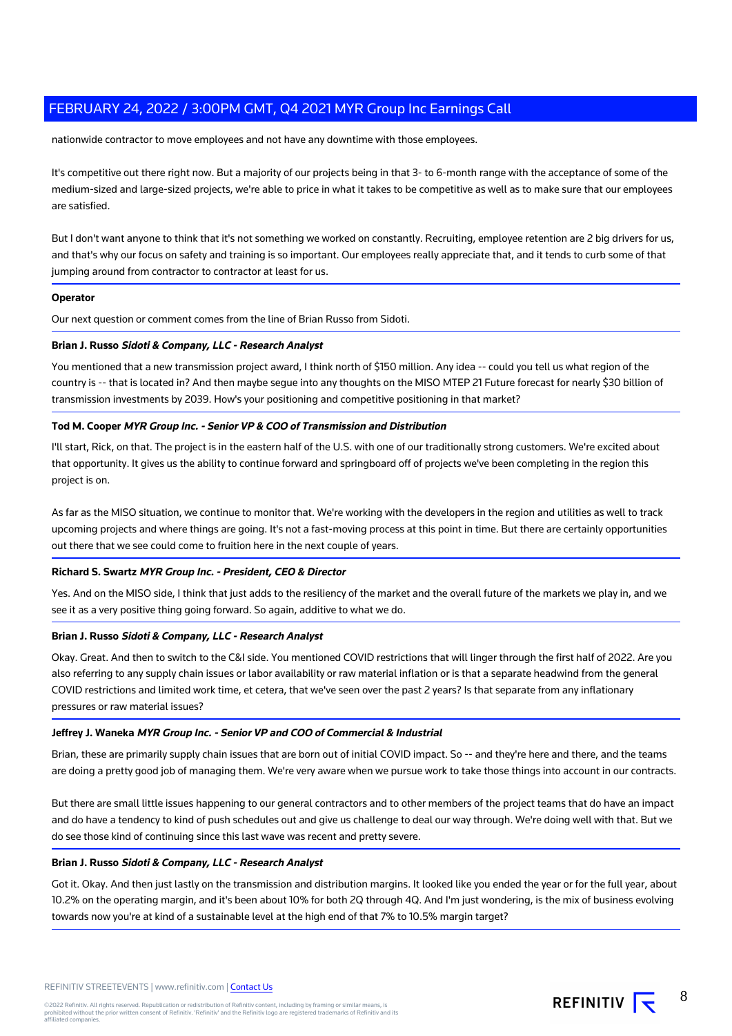nationwide contractor to move employees and not have any downtime with those employees.

It's competitive out there right now. But a majority of our projects being in that 3- to 6-month range with the acceptance of some of the medium-sized and large-sized projects, we're able to price in what it takes to be competitive as well as to make sure that our employees are satisfied.

But I don't want anyone to think that it's not something we worked on constantly. Recruiting, employee retention are 2 big drivers for us, and that's why our focus on safety and training is so important. Our employees really appreciate that, and it tends to curb some of that jumping around from contractor to contractor at least for us.

**Operator**

Our next question or comment comes from the line of Brian Russo from Sidoti.

**Brian J. Russo** ***Sidoti & Company, LLC - Research Analyst***

You mentioned that a new transmission project award, I think north of $150 million. Any idea -- could you tell us what region of the country is -- that is located in? And then maybe segue into any thoughts on the MISO MTEP 21 Future forecast for nearly $30 billion of transmission investments by 2039. How's your positioning and competitive positioning in that market?

**Tod M. Cooper** ***MYR Group Inc. - Senior VP & COO of Transmission and Distribution***

I'll start, Rick, on that. The project is in the eastern half of the U.S. with one of our traditionally strong customers. We're excited about that opportunity. It gives us the ability to continue forward and springboard off of projects we've been completing in the region this project is on.

As far as the MISO situation, we continue to monitor that. We're working with the developers in the region and utilities as well to track upcoming projects and where things are going. It's not a fast-moving process at this point in time. But there are certainly opportunities out there that we see could come to fruition here in the next couple of years.

**Richard S. Swartz** ***MYR Group Inc. - President, CEO & Director***

Yes. And on the MISO side, I think that just adds to the resiliency of the market and the overall future of the markets we play in, and we see it as a very positive thing going forward. So again, additive to what we do.

**Brian J. Russo** ***Sidoti & Company, LLC - Research Analyst***

Okay. Great. And then to switch to the C&I side. You mentioned COVID restrictions that will linger through the first half of 2022. Are you also referring to any supply chain issues or labor availability or raw material inflation or is that a separate headwind from the general COVID restrictions and limited work time, et cetera, that we've seen over the past 2 years? Is that separate from any inflationary pressures or raw material issues?

**Jeffrey J. Waneka** ***MYR Group Inc. - Senior VP and COO of Commercial & Industrial***

Brian, these are primarily supply chain issues that are born out of initial COVID impact. So -- and they're here and there, and the teams are doing a pretty good job of managing them. We're very aware when we pursue work to take those things into account in our contracts.

But there are small little issues happening to our general contractors and to other members of the project teams that do have an impact and do have a tendency to kind of push schedules out and give us challenge to deal our way through. We're doing well with that. But we do see those kind of continuing since this last wave was recent and pretty severe.

**Brian J. Russo** ***Sidoti & Company, LLC - Research Analyst***

Got it. Okay. And then just lastly on the transmission and distribution margins. It looked like you ended the year or for the full year, about 10.2% on the operating margin, and it's been about 10% for both 2Q through 4Q. And I'm just wondering, is the mix of business evolving towards now you're at kind of a sustainable level at the high end of that 7% to 10.5% margin target?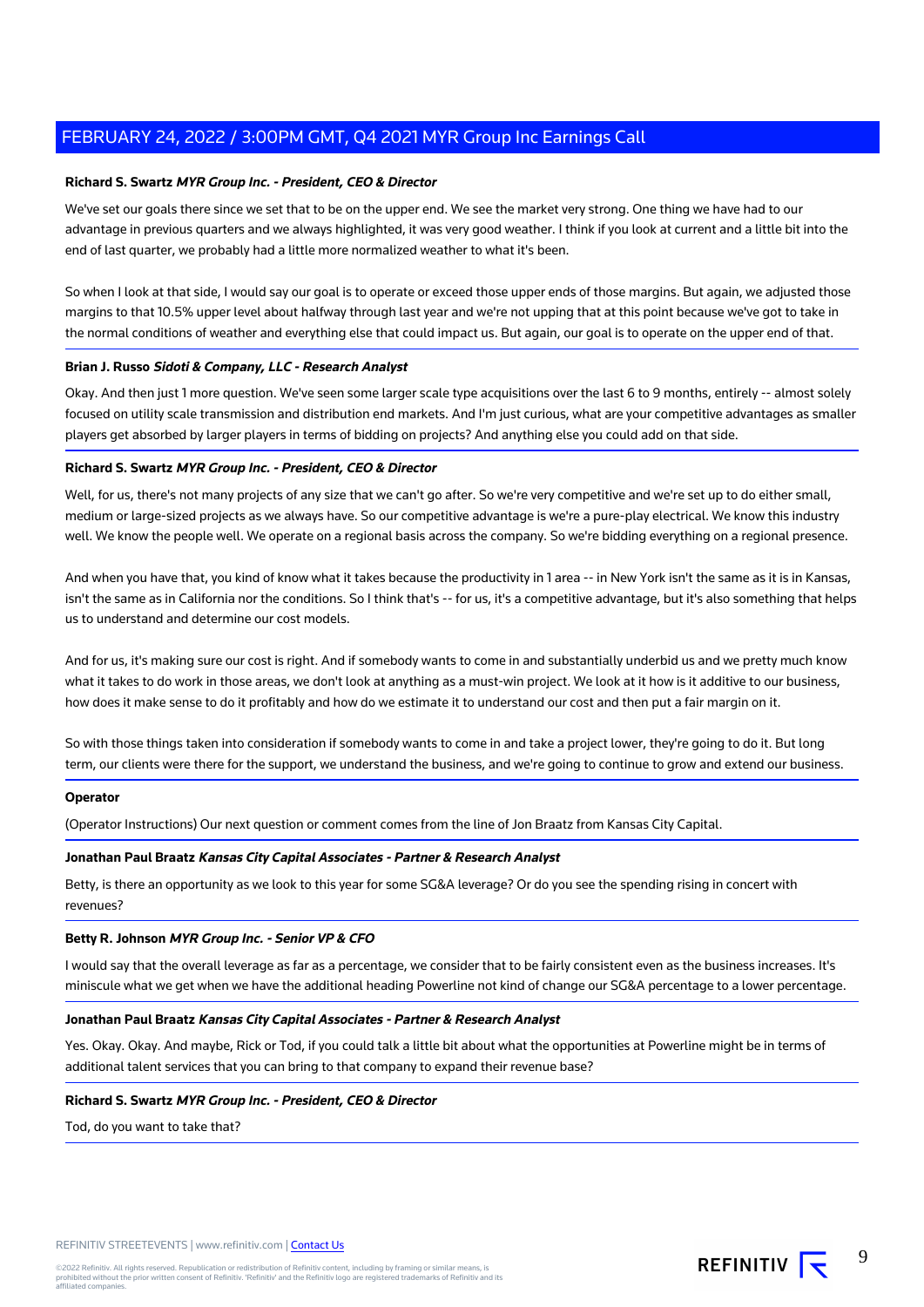**Richard S. Swartz** ***MYR Group Inc. - President, CEO & Director***

We've set our goals there since we set that to be on the upper end. We see the market very strong. One thing we have had to our advantage in previous quarters and we always highlighted, it was very good weather. I think if you look at current and a little bit into the end of last quarter, we probably had a little more normalized weather to what it's been.

So when I look at that side, I would say our goal is to operate or exceed those upper ends of those margins. But again, we adjusted those margins to that 10.5% upper level about halfway through last year and we're not upping that at this point because we've got to take in the normal conditions of weather and everything else that could impact us. But again, our goal is to operate on the upper end of that.

**Brian J. Russo** ***Sidoti & Company, LLC - Research Analyst***

Okay. And then just 1 more question. We've seen some larger scale type acquisitions over the last 6 to 9 months, entirely -- almost solely focused on utility scale transmission and distribution end markets. And I'm just curious, what are your competitive advantages as smaller players get absorbed by larger players in terms of bidding on projects? And anything else you could add on that side.

**Richard S. Swartz** ***MYR Group Inc. - President, CEO & Director***

Well, for us, there's not many projects of any size that we can't go after. So we're very competitive and we're set up to do either small, medium or large-sized projects as we always have. So our competitive advantage is we're a pure-play electrical. We know this industry well. We know the people well. We operate on a regional basis across the company. So we're bidding everything on a regional presence.

And when you have that, you kind of know what it takes because the productivity in 1 area -- in New York isn't the same as it is in Kansas, isn't the same as in California nor the conditions. So I think that's -- for us, it's a competitive advantage, but it's also something that helps us to understand and determine our cost models.

And for us, it's making sure our cost is right. And if somebody wants to come in and substantially underbid us and we pretty much know what it takes to do work in those areas, we don't look at anything as a must-win project. We look at it how is it additive to our business, how does it make sense to do it profitably and how do we estimate it to understand our cost and then put a fair margin on it.

So with those things taken into consideration if somebody wants to come in and take a project lower, they're going to do it. But long term, our clients were there for the support, we understand the business, and we're going to continue to grow and extend our business.

**Operator**

(Operator Instructions) Our next question or comment comes from the line of Jon Braatz from Kansas City Capital.

**Jonathan Paul Braatz** ***Kansas City Capital Associates - Partner & Research Analyst***

Betty, is there an opportunity as we look to this year for some SG&A leverage? Or do you see the spending rising in concert with revenues?

**Betty R. Johnson** ***MYR Group Inc. - Senior VP & CFO***

I would say that the overall leverage as far as a percentage, we consider that to be fairly consistent even as the business increases. It's miniscule what we get when we have the additional heading Powerline not kind of change our SG&A percentage to a lower percentage.

**Jonathan Paul Braatz** ***Kansas City Capital Associates - Partner & Research Analyst***

Yes. Okay. Okay. And maybe, Rick or Tod, if you could talk a little bit about what the opportunities at Powerline might be in terms of additional talent services that you can bring to that company to expand their revenue base?

**Richard S. Swartz** ***MYR Group Inc. - President, CEO & Director***

Tod, do you want to take that?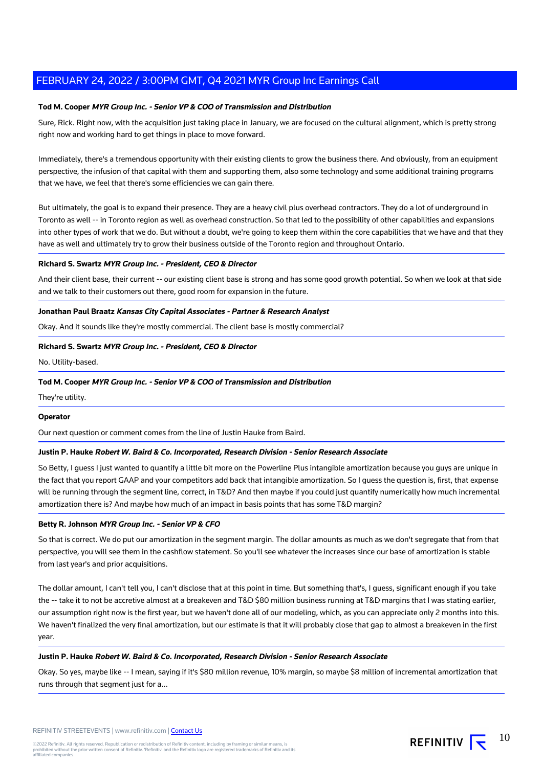**Tod M. Cooper** ***MYR Group Inc. - Senior VP & COO of Transmission and Distribution***

Sure, Rick. Right now, with the acquisition just taking place in January, we are focused on the cultural alignment, which is pretty strong right now and working hard to get things in place to move forward.

Immediately, there's a tremendous opportunity with their existing clients to grow the business there. And obviously, from an equipment perspective, the infusion of that capital with them and supporting them, also some technology and some additional training programs that we have, we feel that there's some efficiencies we can gain there.

But ultimately, the goal is to expand their presence. They are a heavy civil plus overhead contractors. They do a lot of underground in Toronto as well -- in Toronto region as well as overhead construction. So that led to the possibility of other capabilities and expansions into other types of work that we do. But without a doubt, we're going to keep them within the core capabilities that we have and that they have as well and ultimately try to grow their business outside of the Toronto region and throughout Ontario.

**Richard S. Swartz** ***MYR Group Inc. - President, CEO & Director***

And their client base, their current -- our existing client base is strong and has some good growth potential. So when we look at that side and we talk to their customers out there, good room for expansion in the future.

**Jonathan Paul Braatz** ***Kansas City Capital Associates - Partner & Research Analyst***

Okay. And it sounds like they're mostly commercial. The client base is mostly commercial?

**Richard S. Swartz** ***MYR Group Inc. - President, CEO & Director***

No. Utility-based.

**Tod M. Cooper** ***MYR Group Inc. - Senior VP & COO of Transmission and Distribution***

They're utility.

**Operator**

Our next question or comment comes from the line of Justin Hauke from Baird.

**Justin P. Hauke** ***Robert W. Baird & Co. Incorporated, Research Division - Senior Research Associate***

So Betty, I guess I just wanted to quantify a little bit more on the Powerline Plus intangible amortization because you guys are unique in the fact that you report GAAP and your competitors add back that intangible amortization. So I guess the question is, first, that expense will be running through the segment line, correct, in T&D? And then maybe if you could just quantify numerically how much incremental amortization there is? And maybe how much of an impact in basis points that has some T&D margin?

**Betty R. Johnson** ***MYR Group Inc. - Senior VP & CFO***

So that is correct. We do put our amortization in the segment margin. The dollar amounts as much as we don't segregate that from that perspective, you will see them in the cashflow statement. So you'll see whatever the increases since our base of amortization is stable from last year's and prior acquisitions.

The dollar amount, I can't tell you, I can't disclose that at this point in time. But something that's, I guess, significant enough if you take the -- take it to not be accretive almost at a breakeven and T&D $80 million business running at T&D margins that I was stating earlier, our assumption right now is the first year, but we haven't done all of our modeling, which, as you can appreciate only 2 months into this. We haven't finalized the very final amortization, but our estimate is that it will probably close that gap to almost a breakeven in the first year.

**Justin P. Hauke** ***Robert W. Baird & Co. Incorporated, Research Division - Senior Research Associate***

Okay. So yes, maybe like -- I mean, saying if it's $80 million revenue, 10% margin, so maybe $8 million of incremental amortization that runs through that segment just for a...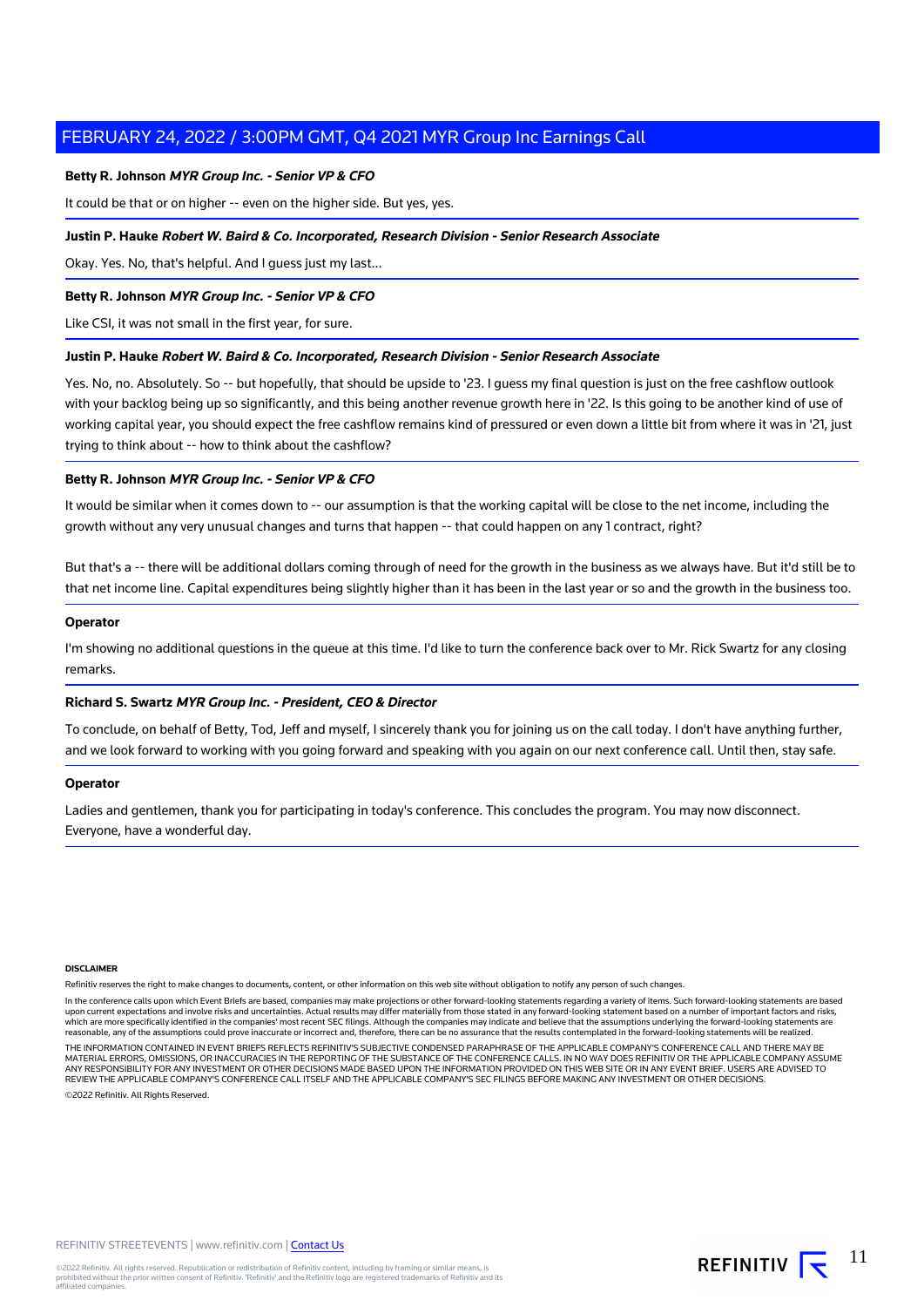**Betty R. Johnson** ***MYR Group Inc. - Senior VP & CFO***

It could be that or on higher -- even on the higher side. But yes, yes.

**Justin P. Hauke** ***Robert W. Baird & Co. Incorporated, Research Division - Senior Research Associate***

Okay. Yes. No, that's helpful. And I guess just my last...

**Betty R. Johnson** ***MYR Group Inc. - Senior VP & CFO***

Like CSI, it was not small in the first year, for sure.

**Justin P. Hauke** ***Robert W. Baird & Co. Incorporated, Research Division - Senior Research Associate***

Yes. No, no. Absolutely. So -- but hopefully, that should be upside to '23. I guess my final question is just on the free cashflow outlook with your backlog being up so significantly, and this being another revenue growth here in '22. Is this going to be another kind of use of working capital year, you should expect the free cashflow remains kind of pressured or even down a little bit from where it was in '21, just trying to think about -- how to think about the cashflow?

**Betty R. Johnson** ***MYR Group Inc. - Senior VP & CFO***

It would be similar when it comes down to -- our assumption is that the working capital will be close to the net income, including the growth without any very unusual changes and turns that happen -- that could happen on any 1 contract, right?

But that's a -- there will be additional dollars coming through of need for the growth in the business as we always have. But it'd still be to that net income line. Capital expenditures being slightly higher than it has been in the last year or so and the growth in the business too.

**Operator**

I'm showing no additional questions in the queue at this time. I'd like to turn the conference back over to Mr. Rick Swartz for any closing remarks.

**Richard S. Swartz** ***MYR Group Inc. - President, CEO & Director***

To conclude, on behalf of Betty, Tod, Jeff and myself, I sincerely thank you for joining us on the call today. I don't have anything further, and we look forward to working with you going forward and speaking with you again on our next conference call. Until then, stay safe.

**Operator**

Ladies and gentlemen, thank you for participating in today's conference. This concludes the program. You may now disconnect. Everyone, have a wonderful day.

**DISCLAIMER**

Refinitiv reserves the right to make changes to documents, content, or other information on this web site without obligation to notify any person of such changes.

In the conference calls upon which Event Briefs are based, companies may make projections or other forward-looking statements regarding a variety of items. Such forward-looking statements are based upon current expectations and involve risks and uncertainties. Actual results may differ materially from those stated in any forward-looking statement based on a number of important factors and risks, which are more specifically identified in the companies' most recent SEC filings. Although the companies may indicate and believe that the assumptions underlying the forward-looking statements are reasonable, any of the assumptions could prove inaccurate or incorrect and, therefore, there can be no assurance that the results contemplated in the forward-looking statements will be realized.

THE INFORMATION CONTAINED IN EVENT BRIEFS REFLECTS REFINITIV'S SUBJECTIVE CONDENSED PARAPHRASE OF THE APPLICABLE COMPANY'S CONFERENCE CALL AND THERE MAY BE MATERIAL ERRORS, OMISSIONS, OR INACCURACIES IN THE REPORTING OF THE SUBSTANCE OF THE CONFERENCE CALLS. IN NO WAY DOES REFINITIV OR THE APPLICABLE COMPANY ASSUME ANY RESPONSIBILITY FOR ANY INVESTMENT OR OTHER DECISIONS MADE BASED UPON THE INFORMATION PROVIDED ON THIS WEB SITE OR IN ANY EVENT BRIEF. USERS ARE ADVISED TO REVIEW THE APPLICABLE COMPANY'S CONFERENCE CALL ITSELF AND THE APPLICABLE COMPANY'S SEC FILINGS BEFORE MAKING ANY INVESTMENT OR OTHER DECISIONS.

©2022 Refinitiv. All Rights Reserved.